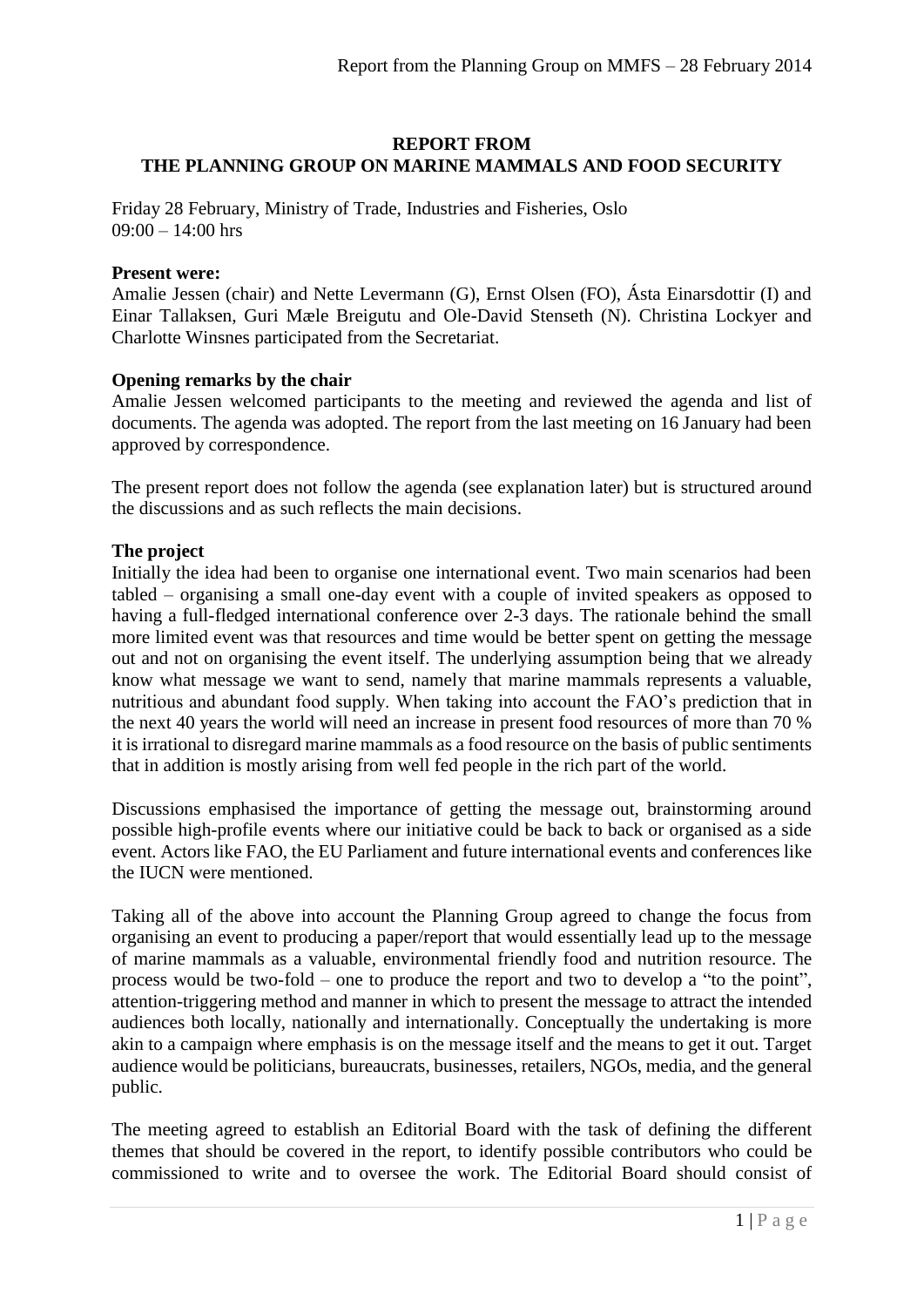# REPORT FROM
# THE PLANNING GROUP ON MARINE MAMMALS AND FOOD SECURITY

Friday 28 February, Ministry of Trade, Industries and Fisheries, Oslo
09:00 – 14:00 hrs

**Present were:**
Amalie Jessen (chair) and Nette Levermann (G), Ernst Olsen (FO), Ásta Einarsdottir (I) and Einar Tallaksen, Guri Mæle Breigutu and Ole-David Stenseth (N). Christina Lockyer and Charlotte Winsnes participated from the Secretariat.

**Opening remarks by the chair**
Amalie Jessen welcomed participants to the meeting and reviewed the agenda and list of documents. The agenda was adopted. The report from the last meeting on 16 January had been approved by correspondence.

The present report does not follow the agenda (see explanation later) but is structured around the discussions and as such reflects the main decisions.

**The project**
Initially the idea had been to organise one international event. Two main scenarios had been tabled – organising a small one-day event with a couple of invited speakers as opposed to having a full-fledged international conference over 2-3 days. The rationale behind the small more limited event was that resources and time would be better spent on getting the message out and not on organising the event itself. The underlying assumption being that we already know what message we want to send, namely that marine mammals represents a valuable, nutritious and abundant food supply. When taking into account the FAO's prediction that in the next 40 years the world will need an increase in present food resources of more than 70 % it is irrational to disregard marine mammals as a food resource on the basis of public sentiments that in addition is mostly arising from well fed people in the rich part of the world.

Discussions emphasised the importance of getting the message out, brainstorming around possible high-profile events where our initiative could be back to back or organised as a side event. Actors like FAO, the EU Parliament and future international events and conferences like the IUCN were mentioned.

Taking all of the above into account the Planning Group agreed to change the focus from organising an event to producing a paper/report that would essentially lead up to the message of marine mammals as a valuable, environmental friendly food and nutrition resource. The process would be two-fold – one to produce the report and two to develop a "to the point", attention-triggering method and manner in which to present the message to attract the intended audiences both locally, nationally and internationally. Conceptually the undertaking is more akin to a campaign where emphasis is on the message itself and the means to get it out. Target audience would be politicians, bureaucrats, businesses, retailers, NGOs, media, and the general public.

The meeting agreed to establish an Editorial Board with the task of defining the different themes that should be covered in the report, to identify possible contributors who could be commissioned to write and to oversee the work. The Editorial Board should consist of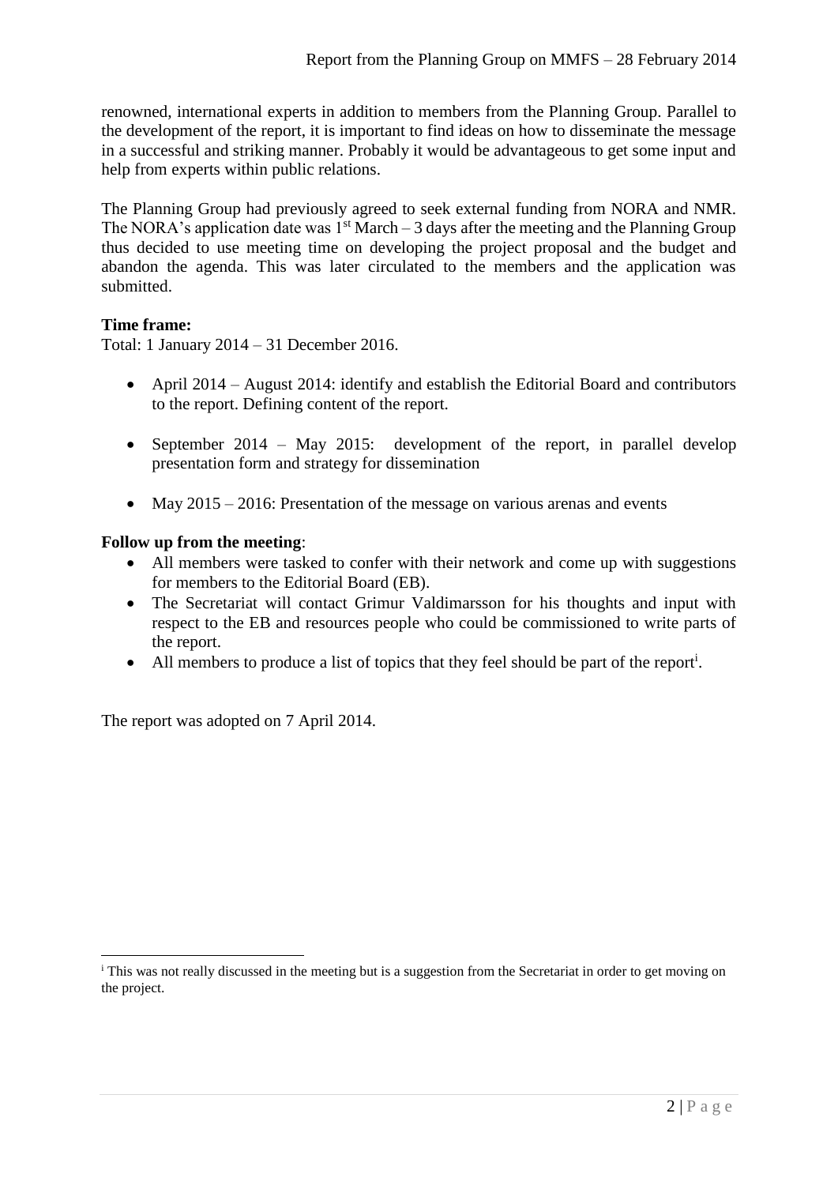renowned, international experts in addition to members from the Planning Group. Parallel to the development of the report, it is important to find ideas on how to disseminate the message in a successful and striking manner. Probably it would be advantageous to get some input and help from experts within public relations.

The Planning Group had previously agreed to seek external funding from NORA and NMR. The NORA's application date was 1st March – 3 days after the meeting and the Planning Group thus decided to use meeting time on developing the project proposal and the budget and abandon the agenda. This was later circulated to the members and the application was submitted.

**Time frame:**
Total: 1 January 2014 – 31 December 2016.

- April 2014 – August 2014: identify and establish the Editorial Board and contributors to the report. Defining content of the report.
- September 2014 – May 2015: development of the report, in parallel develop presentation form and strategy for dissemination
- May 2015 – 2016: Presentation of the message on various arenas and events

**Follow up from the meeting**:

- All members were tasked to confer with their network and come up with suggestions for members to the Editorial Board (EB).
- The Secretariat will contact Grimur Valdimarsson for his thoughts and input with respect to the EB and resources people who could be commissioned to write parts of the report.
- All members to produce a list of topics that they feel should be part of the report[i].

The report was adopted on 7 April 2014.

[i] This was not really discussed in the meeting but is a suggestion from the Secretariat in order to get moving on the project.